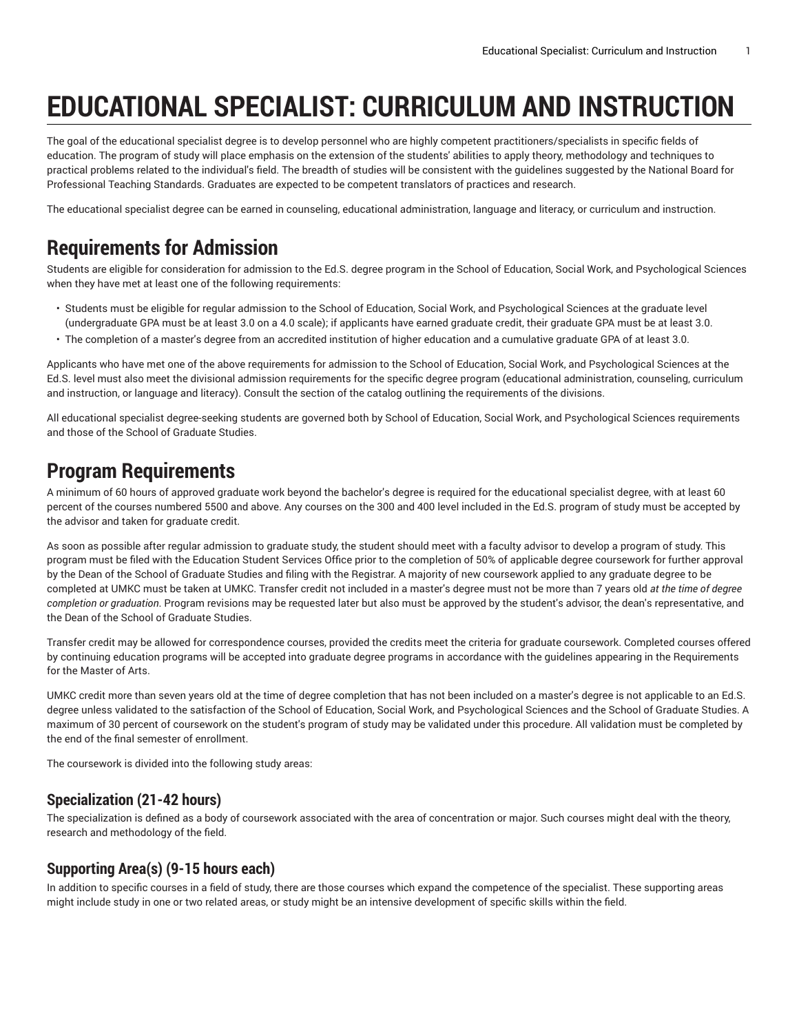# EDUCATIONAL SPECIALIST: CURRICULUM AND INSTRUCTION

The goal of the educational specialist degree is to develop personnel who are highly competent practitioners/specialists in specific fields of education. The program of study will place emphasis on the extension of the students' abilities to apply theory, methodology and techniques to practical problems related to the individual's field. The breadth of studies will be consistent with the guidelines suggested by the National Board for Professional Teaching Standards. Graduates are expected to be competent translators of practices and research.

The educational specialist degree can be earned in counseling, educational administration, language and literacy, or curriculum and instruction.

## Requirements for Admission

Students are eligible for consideration for admission to the Ed.S. degree program in the School of Education, Social Work, and Psychological Sciences when they have met at least one of the following requirements:

- Students must be eligible for regular admission to the School of Education, Social Work, and Psychological Sciences at the graduate level (undergraduate GPA must be at least 3.0 on a 4.0 scale); if applicants have earned graduate credit, their graduate GPA must be at least 3.0.
- The completion of a master's degree from an accredited institution of higher education and a cumulative graduate GPA of at least 3.0.

Applicants who have met one of the above requirements for admission to the School of Education, Social Work, and Psychological Sciences at the Ed.S. level must also meet the divisional admission requirements for the specific degree program (educational administration, counseling, curriculum and instruction, or language and literacy). Consult the section of the catalog outlining the requirements of the divisions.

All educational specialist degree-seeking students are governed both by School of Education, Social Work, and Psychological Sciences requirements and those of the School of Graduate Studies.

## Program Requirements

A minimum of 60 hours of approved graduate work beyond the bachelor's degree is required for the educational specialist degree, with at least 60 percent of the courses numbered 5500 and above. Any courses on the 300 and 400 level included in the Ed.S. program of study must be accepted by the advisor and taken for graduate credit.

As soon as possible after regular admission to graduate study, the student should meet with a faculty advisor to develop a program of study. This program must be filed with the Education Student Services Office prior to the completion of 50% of applicable degree coursework for further approval by the Dean of the School of Graduate Studies and filing with the Registrar. A majority of new coursework applied to any graduate degree to be completed at UMKC must be taken at UMKC. Transfer credit not included in a master's degree must not be more than 7 years old *at the time of degree completion or graduation*. Program revisions may be requested later but also must be approved by the student's advisor, the dean's representative, and the Dean of the School of Graduate Studies.

Transfer credit may be allowed for correspondence courses, provided the credits meet the criteria for graduate coursework. Completed courses offered by continuing education programs will be accepted into graduate degree programs in accordance with the guidelines appearing in the Requirements for the Master of Arts.

UMKC credit more than seven years old at the time of degree completion that has not been included on a master's degree is not applicable to an Ed.S. degree unless validated to the satisfaction of the School of Education, Social Work, and Psychological Sciences and the School of Graduate Studies. A maximum of 30 percent of coursework on the student's program of study may be validated under this procedure. All validation must be completed by the end of the final semester of enrollment.

The coursework is divided into the following study areas:

### Specialization (21-42 hours)

The specialization is defined as a body of coursework associated with the area of concentration or major. Such courses might deal with the theory, research and methodology of the field.

### Supporting Area(s) (9-15 hours each)

In addition to specific courses in a field of study, there are those courses which expand the competence of the specialist. These supporting areas might include study in one or two related areas, or study might be an intensive development of specific skills within the field.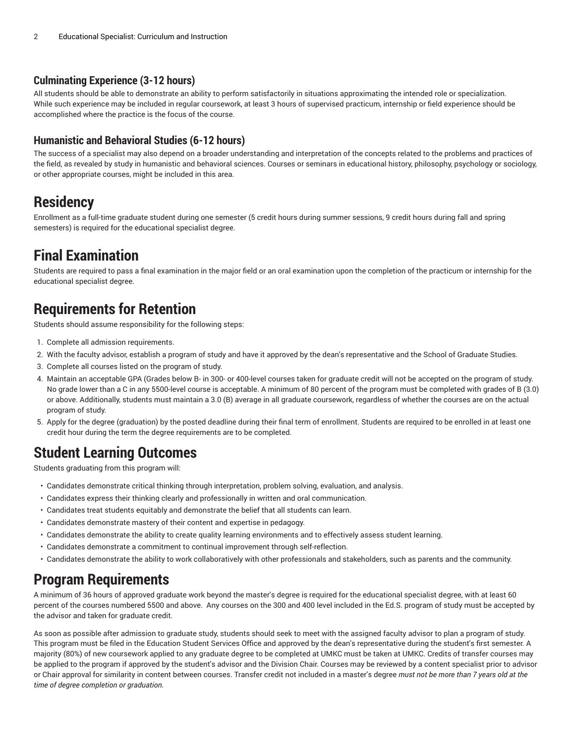### Culminating Experience (3-12 hours)

All students should be able to demonstrate an ability to perform satisfactorily in situations approximating the intended role or specialization. While such experience may be included in regular coursework, at least 3 hours of supervised practicum, internship or field experience should be accomplished where the practice is the focus of the course.

### Humanistic and Behavioral Studies (6-12 hours)

The success of a specialist may also depend on a broader understanding and interpretation of the concepts related to the problems and practices of the field, as revealed by study in humanistic and behavioral sciences. Courses or seminars in educational history, philosophy, psychology or sociology, or other appropriate courses, might be included in this area.

## Residency

Enrollment as a full-time graduate student during one semester (5 credit hours during summer sessions, 9 credit hours during fall and spring semesters) is required for the educational specialist degree.

## Final Examination

Students are required to pass a final examination in the major field or an oral examination upon the completion of the practicum or internship for the educational specialist degree.

## Requirements for Retention

Students should assume responsibility for the following steps:

1. Complete all admission requirements.
2. With the faculty advisor, establish a program of study and have it approved by the dean's representative and the School of Graduate Studies.
3. Complete all courses listed on the program of study.
4. Maintain an acceptable GPA (Grades below B- in 300- or 400-level courses taken for graduate credit will not be accepted on the program of study. No grade lower than a C in any 5500-level course is acceptable. A minimum of 80 percent of the program must be completed with grades of B (3.0) or above. Additionally, students must maintain a 3.0 (B) average in all graduate coursework, regardless of whether the courses are on the actual program of study.
5. Apply for the degree (graduation) by the posted deadline during their final term of enrollment. Students are required to be enrolled in at least one credit hour during the term the degree requirements are to be completed.

## Student Learning Outcomes

Students graduating from this program will:

- Candidates demonstrate critical thinking through interpretation, problem solving, evaluation, and analysis.
- Candidates express their thinking clearly and professionally in written and oral communication.
- Candidates treat students equitably and demonstrate the belief that all students can learn.
- Candidates demonstrate mastery of their content and expertise in pedagogy.
- Candidates demonstrate the ability to create quality learning environments and to effectively assess student learning.
- Candidates demonstrate a commitment to continual improvement through self-reflection.
- Candidates demonstrate the ability to work collaboratively with other professionals and stakeholders, such as parents and the community.

## Program Requirements

A minimum of 36 hours of approved graduate work beyond the master's degree is required for the educational specialist degree, with at least 60 percent of the courses numbered 5500 and above. Any courses on the 300 and 400 level included in the Ed.S. program of study must be accepted by the advisor and taken for graduate credit.

As soon as possible after admission to graduate study, students should seek to meet with the assigned faculty advisor to plan a program of study. This program must be filed in the Education Student Services Office and approved by the dean's representative during the student's first semester. A majority (80%) of new coursework applied to any graduate degree to be completed at UMKC must be taken at UMKC. Credits of transfer courses may be applied to the program if approved by the student's advisor and the Division Chair. Courses may be reviewed by a content specialist prior to advisor or Chair approval for similarity in content between courses. Transfer credit not included in a master's degree *must not be more than 7 years old at the time of degree completion or graduation.*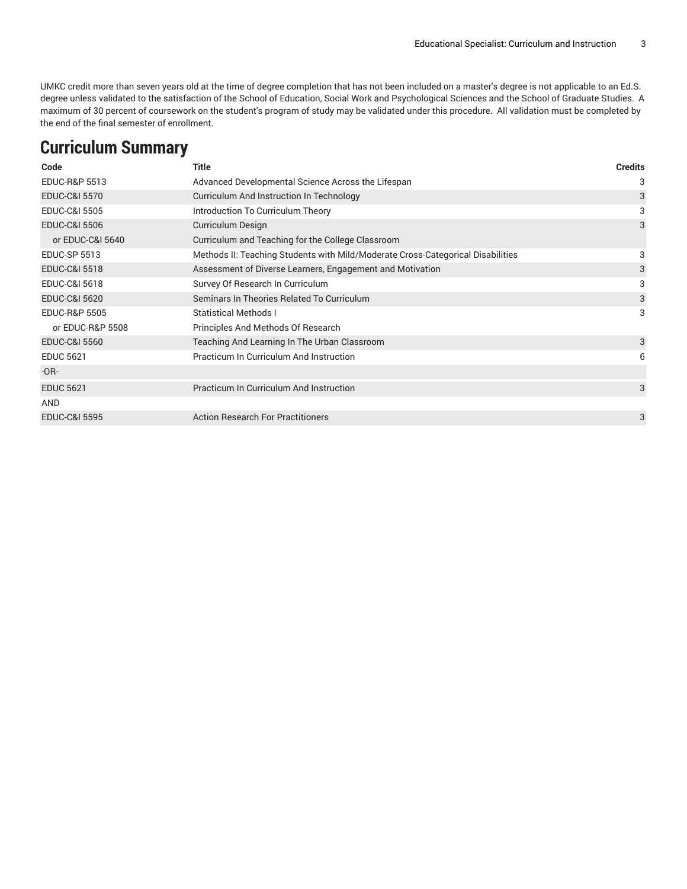UMKC credit more than seven years old at the time of degree completion that has not been included on a master's degree is not applicable to an Ed.S. degree unless validated to the satisfaction of the School of Education, Social Work and Psychological Sciences and the School of Graduate Studies. A maximum of 30 percent of coursework on the student's program of study may be validated under this procedure. All validation must be completed by the end of the final semester of enrollment.

## Curriculum Summary

| Code | Title | Credits |
|---|---|---|
| EDUC-R&P 5513 | Advanced Developmental Science Across the Lifespan | 3 |
| EDUC-C&I 5570 | Curriculum And Instruction In Technology | 3 |
| EDUC-C&I 5505 | Introduction To Curriculum Theory | 3 |
| EDUC-C&I 5506 | Curriculum Design | 3 |
| or EDUC-C&I 5640 | Curriculum and Teaching for the College Classroom | |
| EDUC-SP 5513 | Methods II: Teaching Students with Mild/Moderate Cross-Categorical Disabilities | 3 |
| EDUC-C&I 5518 | Assessment of Diverse Learners, Engagement and Motivation | 3 |
| EDUC-C&I 5618 | Survey Of Research In Curriculum | 3 |
| EDUC-C&I 5620 | Seminars In Theories Related To Curriculum | 3 |
| EDUC-R&P 5505 | Statistical Methods I | 3 |
| or EDUC-R&P 5508 | Principles And Methods Of Research | |
| EDUC-C&I 5560 | Teaching And Learning In The Urban Classroom | 3 |
| EDUC 5621 | Practicum In Curriculum And Instruction | 6 |
| -OR- | | |
| EDUC 5621 | Practicum In Curriculum And Instruction | 3 |
| AND | | |
| EDUC-C&I 5595 | Action Research For Practitioners | 3 |